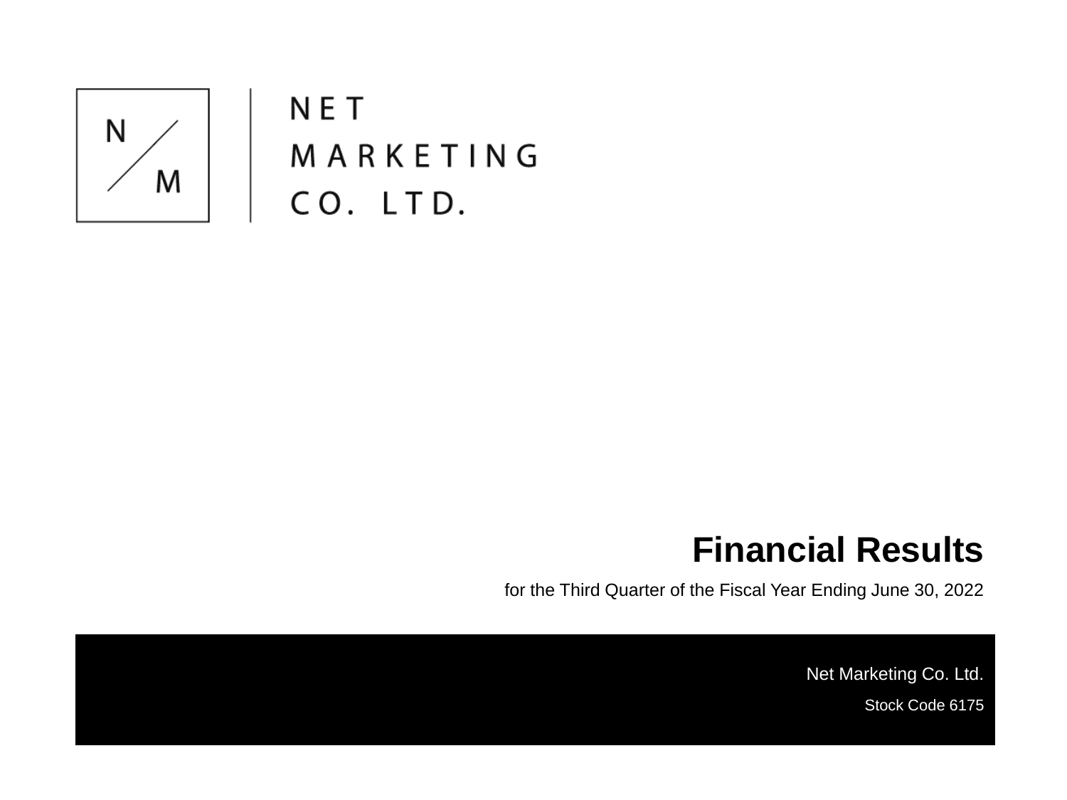NET MARKETING CO. LTD.

# Financial Results

for the Third Quarter of the Fiscal Year Ending June 30, 2022

Net Marketing Co. Ltd.

Stock Code 6175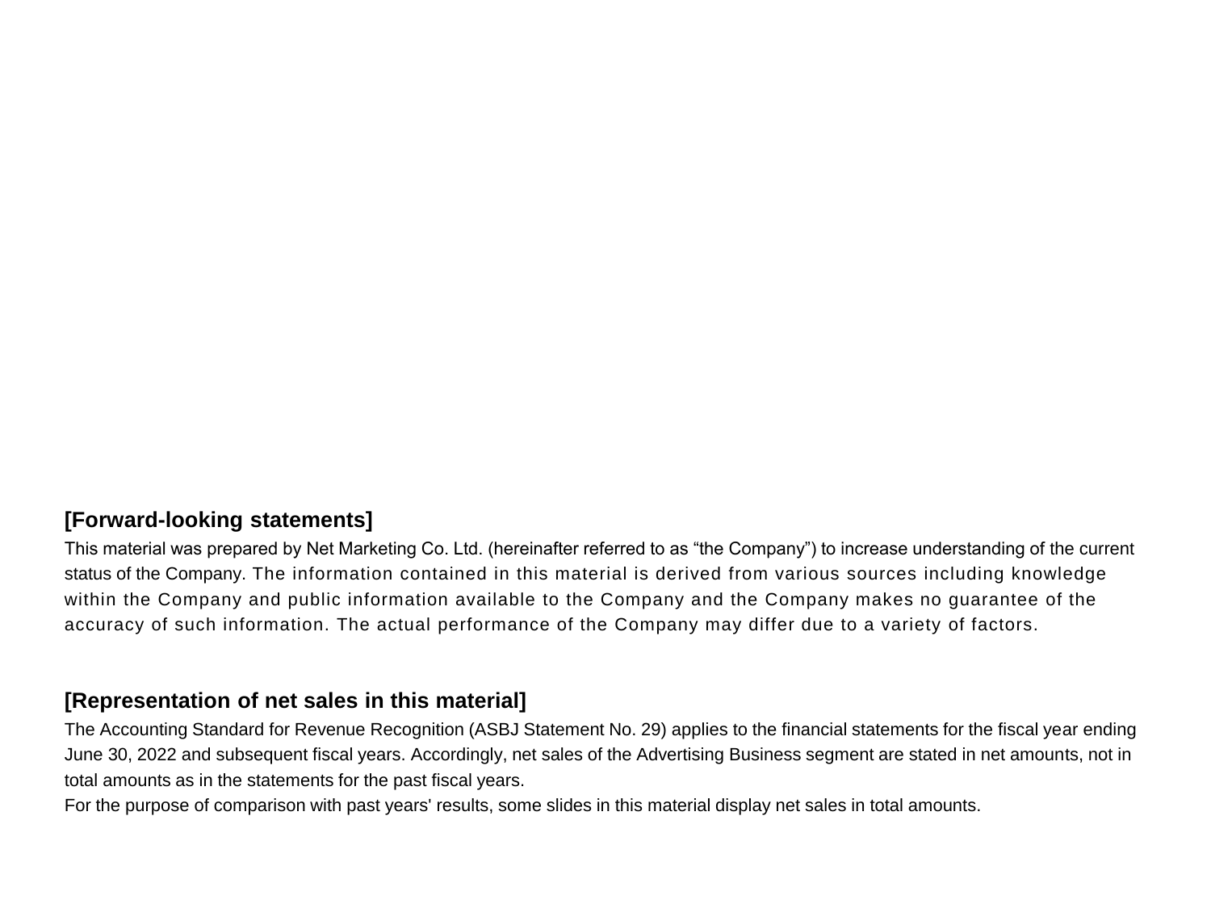**[Forward-looking statements]**

This material was prepared by Net Marketing Co. Ltd. (hereinafter referred to as “the Company”) to increase understanding of the current status of the Company. The information contained in this material is derived from various sources including knowledge within the Company and public information available to the Company and the Company makes no guarantee of the accuracy of such information. The actual performance of the Company may differ due to a variety of factors.

**[Representation of net sales in this material]**

The Accounting Standard for Revenue Recognition (ASBJ Statement No. 29) applies to the financial statements for the fiscal year ending June 30, 2022 and subsequent fiscal years. Accordingly, net sales of the Advertising Business segment are stated in net amounts, not in total amounts as in the statements for the past fiscal years.
For the purpose of comparison with past years' results, some slides in this material display net sales in total amounts.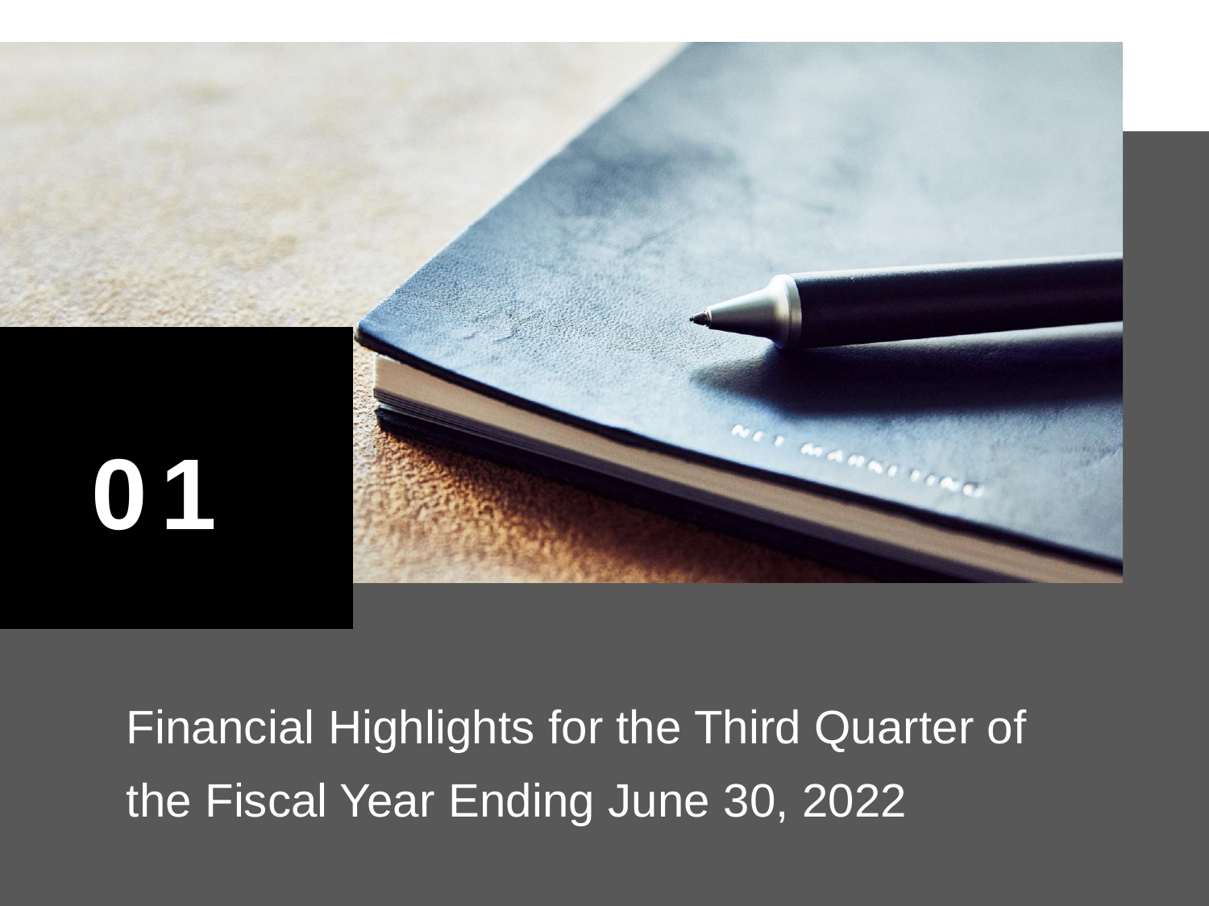# 01

Financial Highlights for the Third Quarter of the Fiscal Year Ending June 30, 2022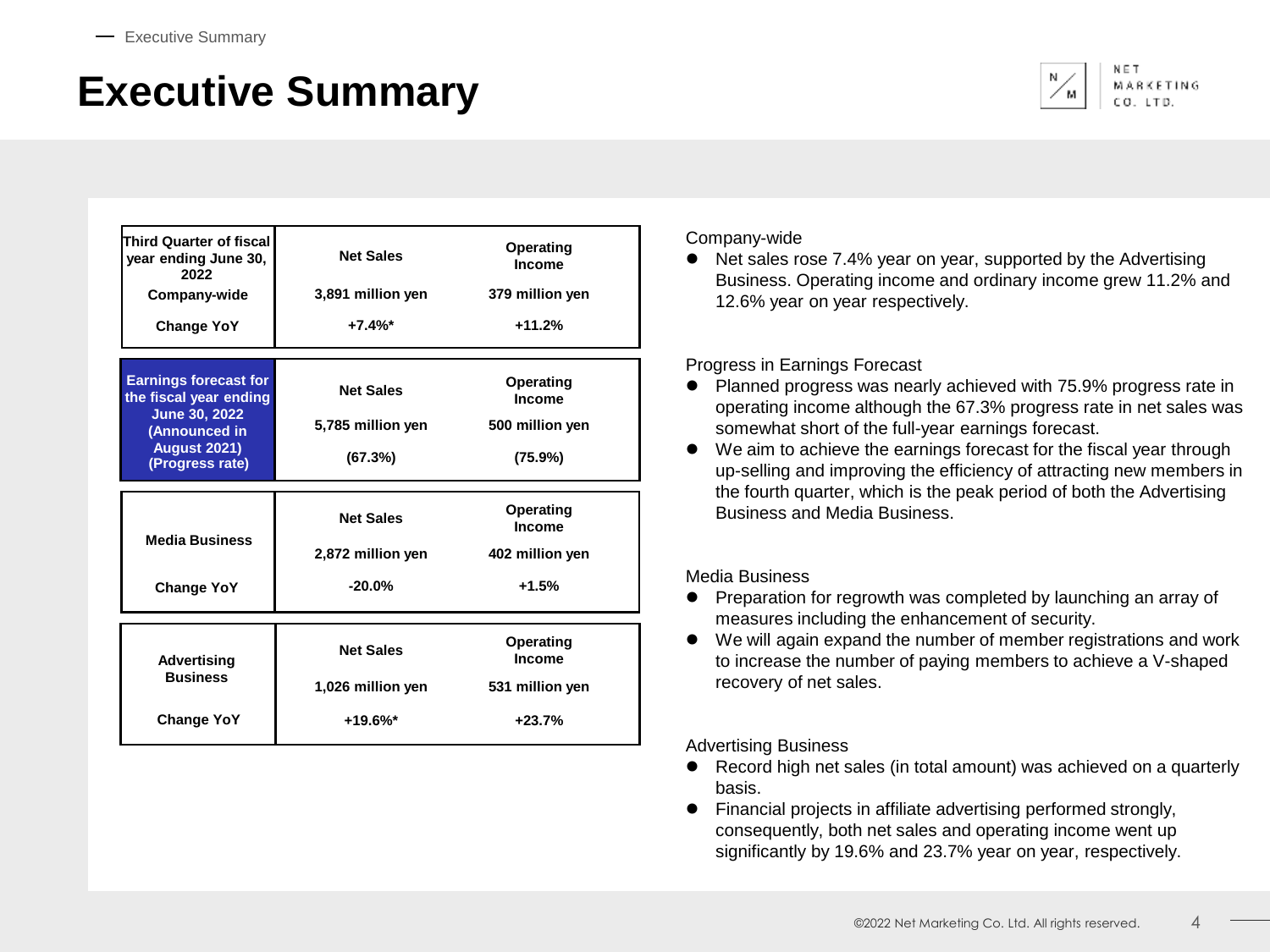# Executive Summary

| Third Quarter of fiscal year ending June 30, 2022 | Net Sales | Operating Income |
|---|---|---|
| Company-wide | 3,891 million yen | 379 million yen |
| Change YoY | +7.4%* | +11.2% |

| Earnings forecast for the fiscal year ending June 30, 2022 (Announced in August 2021) (Progress rate) | Net Sales | Operating Income |
|---|---|---|
| | 5,785 million yen | 500 million yen |
| | (67.3%) | (75.9%) |

| Media Business | Net Sales | Operating Income |
|---|---|---|
| | 2,872 million yen | 402 million yen |
| Change YoY | -20.0% | +1.5% |

| Advertising Business | Net Sales | Operating Income |
|---|---|---|
| | 1,026 million yen | 531 million yen |
| Change YoY | +19.6%* | +23.7% |

Company-wide

- Net sales rose 7.4% year on year, supported by the Advertising Business. Operating income and ordinary income grew 11.2% and 12.6% year on year respectively.

Progress in Earnings Forecast

- Planned progress was nearly achieved with 75.9% progress rate in operating income although the 67.3% progress rate in net sales was somewhat short of the full-year earnings forecast.
- We aim to achieve the earnings forecast for the fiscal year through up-selling and improving the efficiency of attracting new members in the fourth quarter, which is the peak period of both the Advertising Business and Media Business.

Media Business

- Preparation for regrowth was completed by launching an array of measures including the enhancement of security.
- We will again expand the number of member registrations and work to increase the number of paying members to achieve a V-shaped recovery of net sales.

Advertising Business

- Record high net sales (in total amount) was achieved on a quarterly basis.
- Financial projects in affiliate advertising performed strongly, consequently, both net sales and operating income went up significantly by 19.6% and 23.7% year on year, respectively.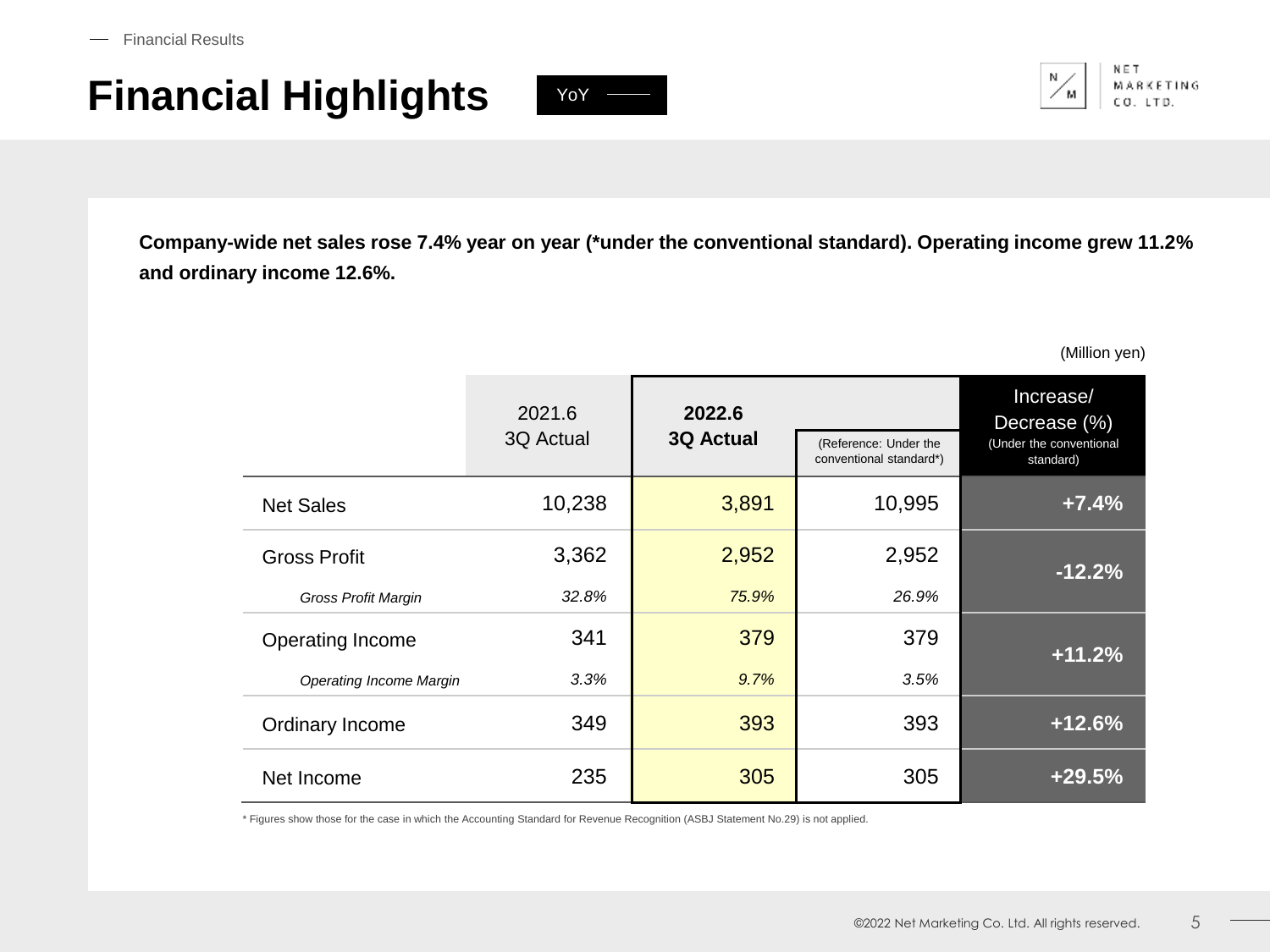Financial Results

# Financial Highlights

YoY

**Company-wide net sales rose 7.4% year on year (*under the conventional standard). Operating income grew 11.2% and ordinary income 12.6%.**

(Million yen)

| | 2021.6 3Q Actual | **2022.6 3Q Actual** | (Reference: Under the conventional standard*) | Increase/ Decrease (%) (Under the conventional standard) |
|---|---|---|---|---|
| Net Sales | 10,238 | 3,891 | 10,995 | **+7.4%** |
| Gross Profit | 3,362 | 2,952 | 2,952 | **-12.2%** |
| *Gross Profit Margin* | *32.8%* | *75.9%* | *26.9%* | |
| Operating Income | 341 | 379 | 379 | **+11.2%** |
| *Operating Income Margin* | *3.3%* | *9.7%* | *3.5%* | |
| Ordinary Income | 349 | 393 | 393 | **+12.6%** |
| Net Income | 235 | 305 | 305 | **+29.5%** |

* Figures show those for the case in which the Accounting Standard for Revenue Recognition (ASBJ Statement No.29) is not applied.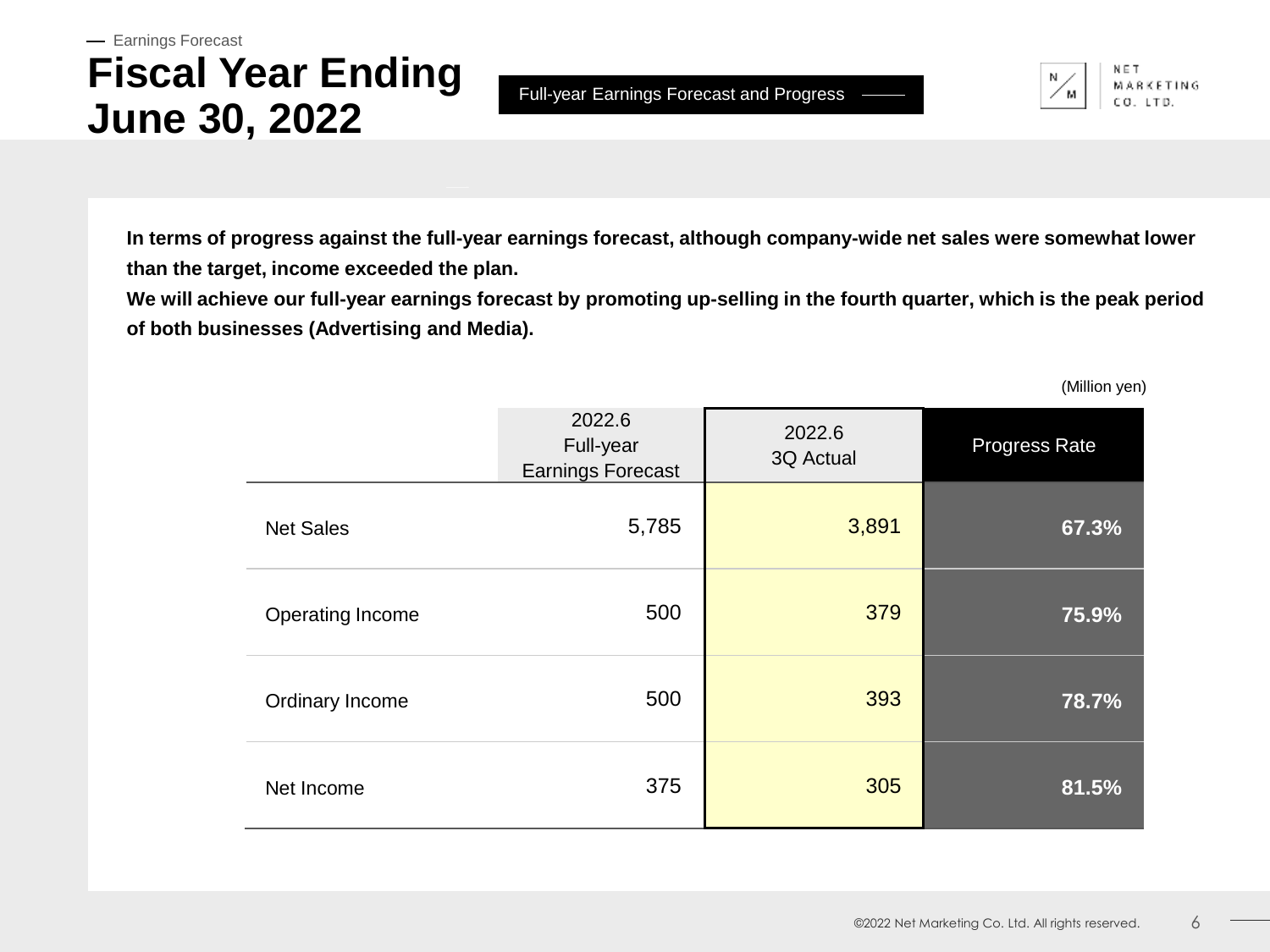Earnings Forecast

# Fiscal Year Ending June 30, 2022

Full-year Earnings Forecast and Progress

**In terms of progress against the full-year earnings forecast, although company-wide net sales were somewhat lower than the target, income exceeded the plan.**
**We will achieve our full-year earnings forecast by promoting up-selling in the fourth quarter, which is the peak period of both businesses (Advertising and Media).**

(Million yen)

| | 2022.6 Full-year Earnings Forecast | 2022.6 3Q Actual | Progress Rate |
|---|---|---|---|
| Net Sales | 5,785 | 3,891 | **67.3%** |
| Operating Income | 500 | 379 | **75.9%** |
| Ordinary Income | 500 | 393 | **78.7%** |
| Net Income | 375 | 305 | **81.5%** |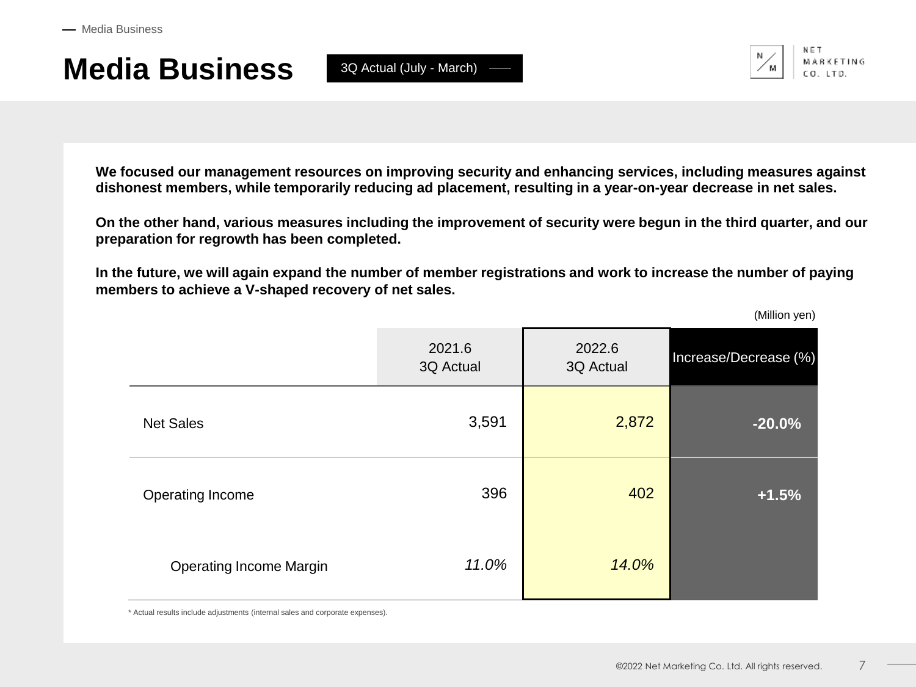# Media Business

3Q Actual (July - March)

**We focused our management resources on improving security and enhancing services, including measures against dishonest members, while temporarily reducing ad placement, resulting in a year-on-year decrease in net sales.**

**On the other hand, various measures including the improvement of security were begun in the third quarter, and our preparation for regrowth has been completed.**

**In the future, we will again expand the number of member registrations and work to increase the number of paying members to achieve a V-shaped recovery of net sales.**

(Million yen)

| | 2021.6 3Q Actual | 2022.6 3Q Actual | Increase/Decrease (%) |
|---|---|---|---|
| Net Sales | 3,591 | 2,872 | **-20.0%** |
| Operating Income | 396 | 402 | **+1.5%** |
| Operating Income Margin | *11.0%* | *14.0%* | |

* Actual results include adjustments (internal sales and corporate expenses).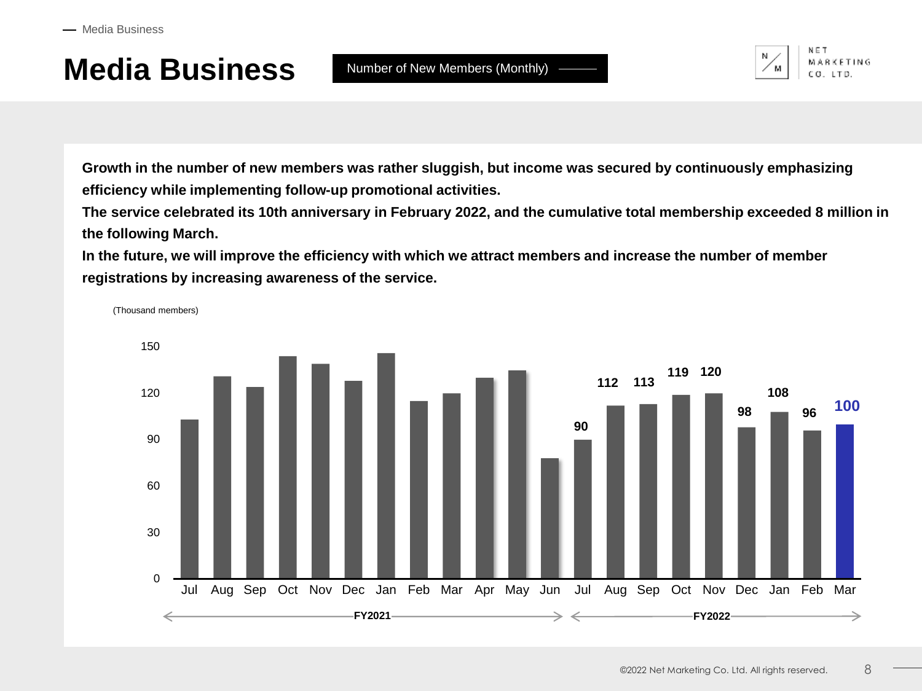# Media Business

Number of New Members (Monthly)

**Growth in the number of new members was rather sluggish, but income was secured by continuously emphasizing efficiency while implementing follow-up promotional activities.**
**The service celebrated its 10th anniversary in February 2022, and the cumulative total membership exceeded 8 million in the following March.**
**In the future, we will improve the efficiency with which we attract members and increase the number of member registrations by increasing awareness of the service.**

(Thousand members)

| | Jul | Aug | Sep | Oct | Nov | Dec | Jan | Feb | Mar |
|---|---|---|---|---|---|---|---|---|---|
| FY2022 | 90 | 112 | 113 | 119 | 120 | 98 | 108 | 96 | 100 |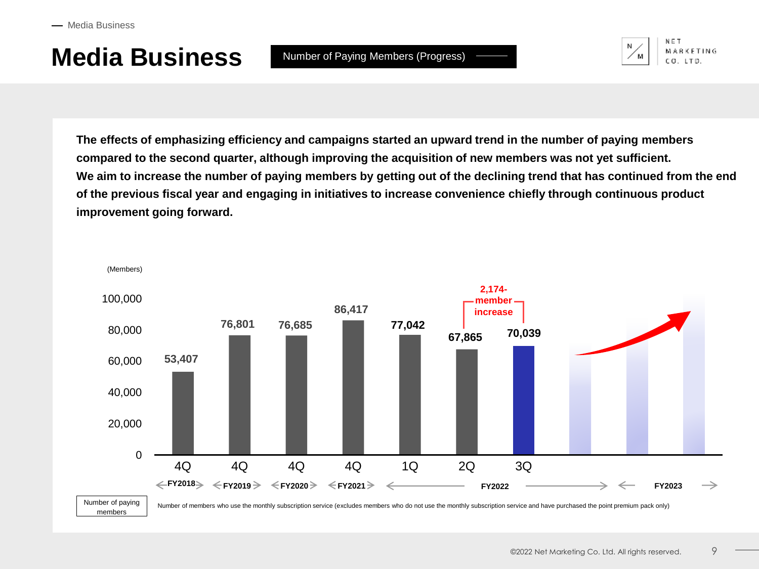# Media Business

**Number of Paying Members (Progress)**

**The effects of emphasizing efficiency and campaigns started an upward trend in the number of paying members compared to the second quarter, although improving the acquisition of new members was not yet sufficient.**
**We aim to increase the number of paying members by getting out of the declining trend that has continued from the end of the previous fiscal year and engaging in initiatives to increase convenience chiefly through continuous product improvement going forward.**

(Members)

| Fiscal Year | Quarter | Number of paying members |
|---|---|---|
| FY2018 | 4Q | 53,407 |
| FY2019 | 4Q | 76,801 |
| FY2020 | 4Q | 76,685 |
| FY2021 | 4Q | 86,417 |
| FY2022 | 1Q | 77,042 |
| FY2022 | 2Q | 67,865 |
| FY2022 | 3Q | 70,039 |

2,174-member increase (2Q to 3Q FY2022)

FY2023

Number of paying members: Number of members who use the monthly subscription service (excludes members who do not use the monthly subscription service and have purchased the point premium pack only)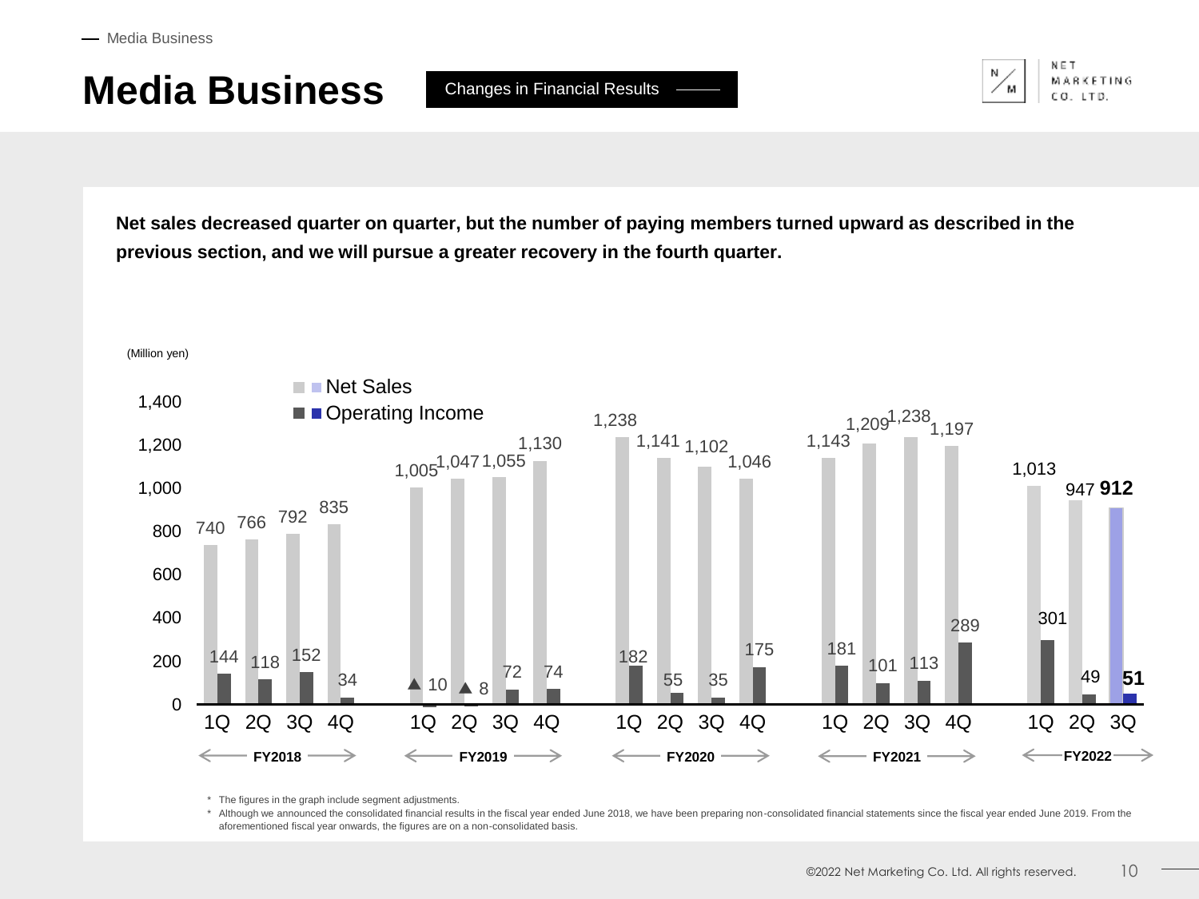Media Business

# Media Business

Changes in Financial Results

**Net sales decreased quarter on quarter, but the number of paying members turned upward as described in the previous section, and we will pursue a greater recovery in the fourth quarter.**

(Million yen)

| Fiscal Year | Quarter | Net Sales | Operating Income |
|---|---|---|---|
| FY2018 | 1Q | 740 | 144 |
| FY2018 | 2Q | 766 | 118 |
| FY2018 | 3Q | 792 | 152 |
| FY2018 | 4Q | 835 | 34 |
| FY2019 | 1Q | 1,005 | ▲ 10 |
| FY2019 | 2Q | 1,047 | ▲ 8 |
| FY2019 | 3Q | 1,055 | 72 |
| FY2019 | 4Q | 1,130 | 74 |
| FY2020 | 1Q | 1,238 | 182 |
| FY2020 | 2Q | 1,141 | 55 |
| FY2020 | 3Q | 1,102 | 35 |
| FY2020 | 4Q | 1,046 | 175 |
| FY2021 | 1Q | 1,143 | 181 |
| FY2021 | 2Q | 1,209 | 101 |
| FY2021 | 3Q | 1,238 | 113 |
| FY2021 | 4Q | 1,197 | 289 |
| FY2022 | 1Q | 1,013 | 301 |
| FY2022 | 2Q | 947 | 49 |
| FY2022 | 3Q | **912** | **51** |

\* The figures in the graph include segment adjustments.

\* Although we announced the consolidated financial results in the fiscal year ended June 2018, we have been preparing non-consolidated financial statements since the fiscal year ended June 2019. From the aforementioned fiscal year onwards, the figures are on a non-consolidated basis.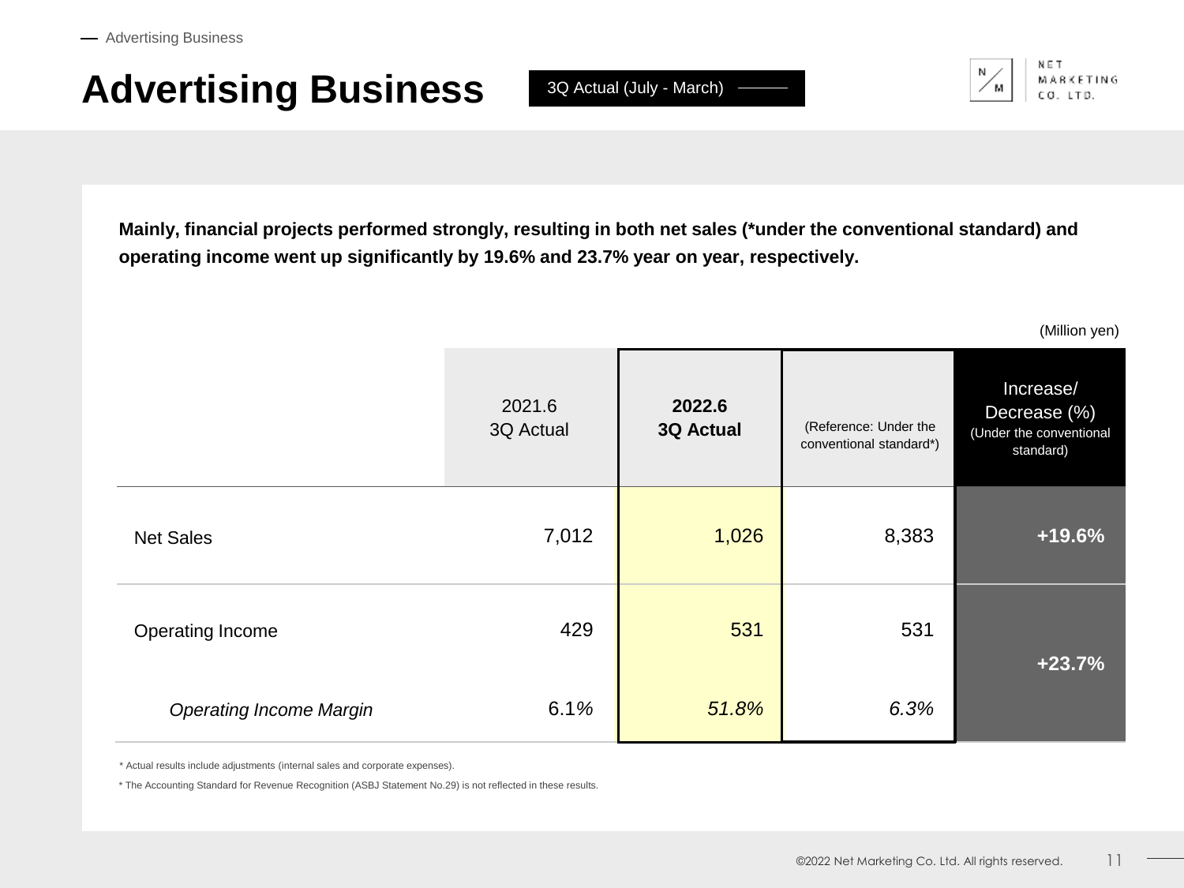# Advertising Business

3Q Actual (July - March)

**Mainly, financial projects performed strongly, resulting in both net sales (*under the conventional standard) and operating income went up significantly by 19.6% and 23.7% year on year, respectively.**

(Million yen)

| | 2021.6 3Q Actual | **2022.6 3Q Actual** | (Reference: Under the conventional standard*) | Increase/ Decrease (%) (Under the conventional standard) |
|---|---|---|---|---|
| Net Sales | 7,012 | 1,026 | 8,383 | **+19.6%** |
| Operating Income | 429 | 531 | 531 | **+23.7%** |
| *Operating Income Margin* | 6.1% | *51.8%* | *6.3%* | |

* Actual results include adjustments (internal sales and corporate expenses).

* The Accounting Standard for Revenue Recognition (ASBJ Statement No.29) is not reflected in these results.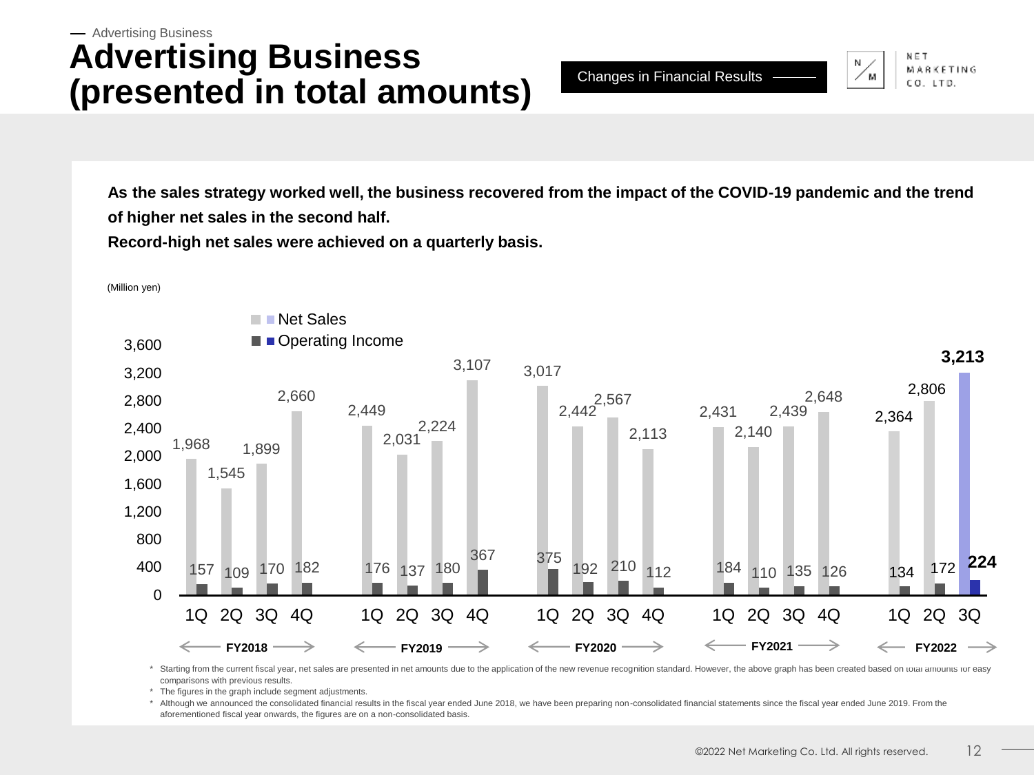Advertising Business

# Advertising Business (presented in total amounts)

Changes in Financial Results

**As the sales strategy worked well, the business recovered from the impact of the COVID-19 pandemic and the trend of higher net sales in the second half.**
**Record-high net sales were achieved on a quarterly basis.**

(Million yen)

| Fiscal Year | Quarter | Net Sales | Operating Income |
|---|---|---|---|
| FY2018 | 1Q | 1,968 | 157 |
| FY2018 | 2Q | 1,545 | 109 |
| FY2018 | 3Q | 1,899 | 170 |
| FY2018 | 4Q | 2,660 | 182 |
| FY2019 | 1Q | 2,449 | 176 |
| FY2019 | 2Q | 2,031 | 137 |
| FY2019 | 3Q | 2,224 | 180 |
| FY2019 | 4Q | 3,107 | 367 |
| FY2020 | 1Q | 3,017 | 375 |
| FY2020 | 2Q | 2,442 | 192 |
| FY2020 | 3Q | 2,567 | 210 |
| FY2020 | 4Q | 2,113 | 112 |
| FY2021 | 1Q | 2,431 | 184 |
| FY2021 | 2Q | 2,140 | 110 |
| FY2021 | 3Q | 2,439 | 135 |
| FY2021 | 4Q | 2,648 | 126 |
| FY2022 | 1Q | 2,364 | 134 |
| FY2022 | 2Q | 2,806 | 172 |
| FY2022 | 3Q | **3,213** | **224** |

\* Starting from the current fiscal year, net sales are presented in net amounts due to the application of the new revenue recognition standard. However, the above graph has been created based on total amounts for easy comparisons with previous results.

\* The figures in the graph include segment adjustments.

\* Although we announced the consolidated financial results in the fiscal year ended June 2018, we have been preparing non-consolidated financial statements since the fiscal year ended June 2019. From the aforementioned fiscal year onwards, the figures are on a non-consolidated basis.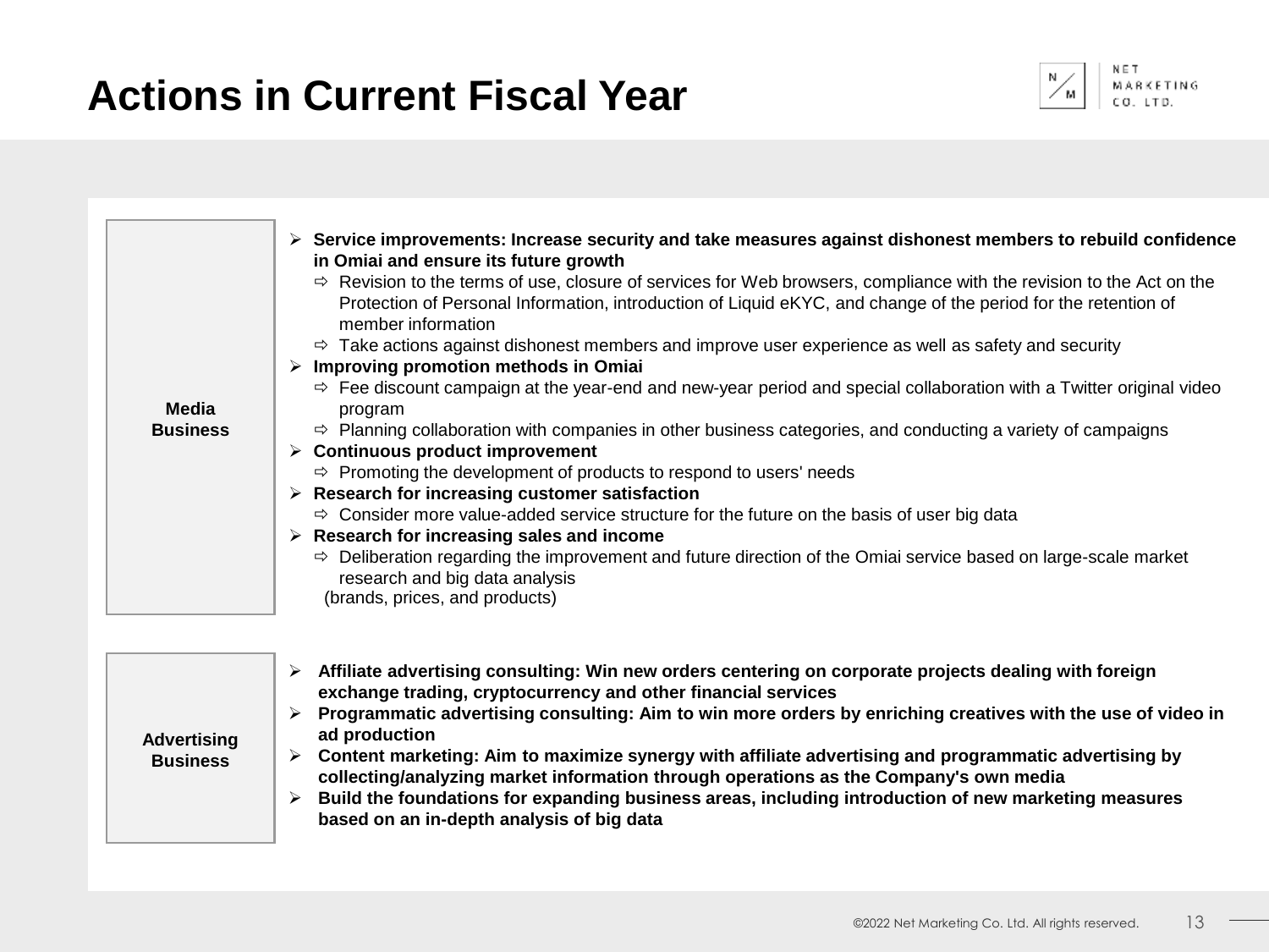# Actions in Current Fiscal Year

## Media Business

- **Service improvements: Increase security and take measures against dishonest members to rebuild confidence in Omiai and ensure its future growth**
  - ⇨ Revision to the terms of use, closure of services for Web browsers, compliance with the revision to the Act on the Protection of Personal Information, introduction of Liquid eKYC, and change of the period for the retention of member information
  - ⇨ Take actions against dishonest members and improve user experience as well as safety and security
- **Improving promotion methods in Omiai**
  - ⇨ Fee discount campaign at the year-end and new-year period and special collaboration with a Twitter original video program
  - ⇨ Planning collaboration with companies in other business categories, and conducting a variety of campaigns
- **Continuous product improvement**
  - ⇨ Promoting the development of products to respond to users' needs
- **Research for increasing customer satisfaction**
  - ⇨ Consider more value-added service structure for the future on the basis of user big data
- **Research for increasing sales and income**
  - ⇨ Deliberation regarding the improvement and future direction of the Omiai service based on large-scale market research and big data analysis
    (brands, prices, and products)

## Advertising Business

- **Affiliate advertising consulting: Win new orders centering on corporate projects dealing with foreign exchange trading, cryptocurrency and other financial services**
- **Programmatic advertising consulting: Aim to win more orders by enriching creatives with the use of video in ad production**
- **Content marketing: Aim to maximize synergy with affiliate advertising and programmatic advertising by collecting/analyzing market information through operations as the Company's own media**
- **Build the foundations for expanding business areas, including introduction of new marketing measures based on an in-depth analysis of big data**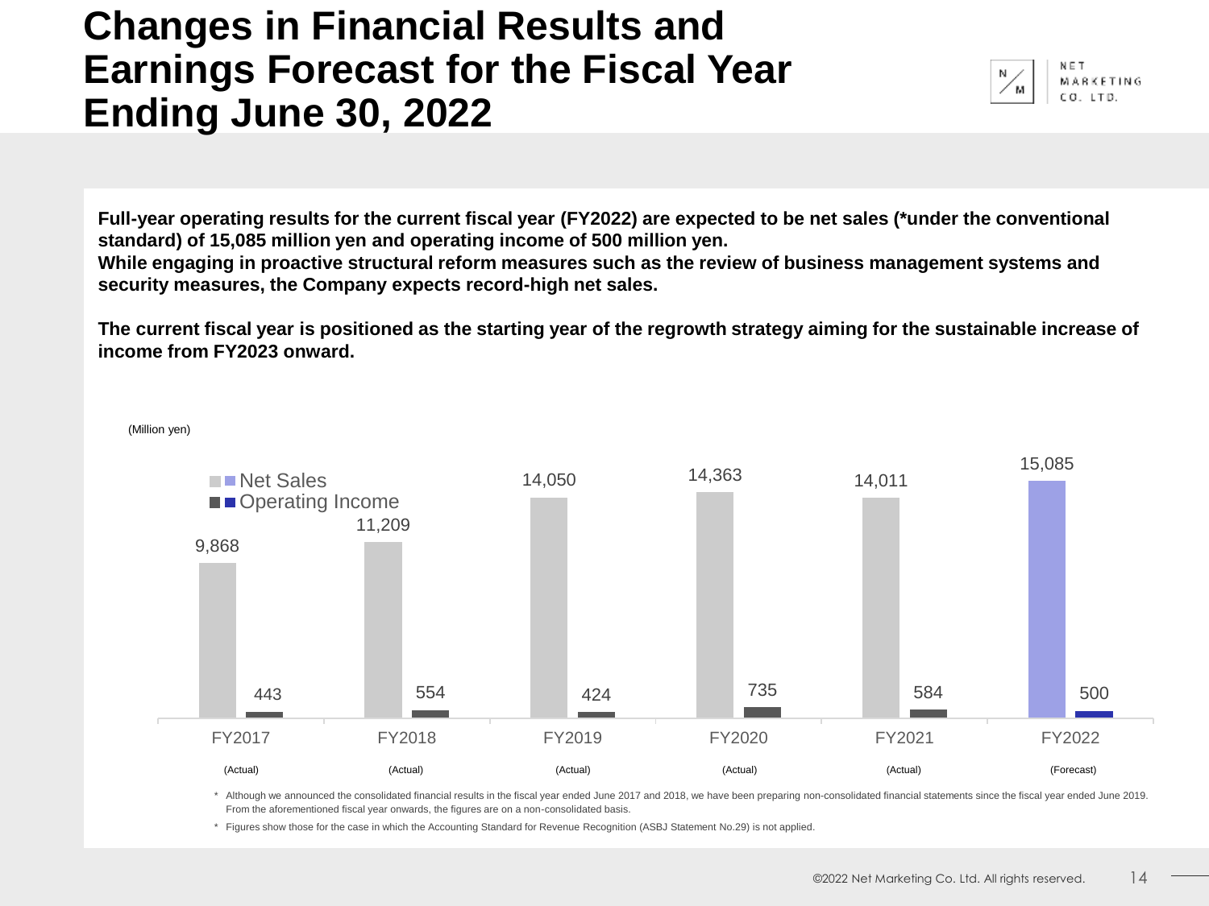# Changes in Financial Results and Earnings Forecast for the Fiscal Year Ending June 30, 2022

**Full-year operating results for the current fiscal year (FY2022) are expected to be net sales (*under the conventional standard) of 15,085 million yen and operating income of 500 million yen.**
**While engaging in proactive structural reform measures such as the review of business management systems and security measures, the Company expects record-high net sales.**

**The current fiscal year is positioned as the starting year of the regrowth strategy aiming for the sustainable increase of income from FY2023 onward.**

(Million yen)

| | FY2017 (Actual) | FY2018 (Actual) | FY2019 (Actual) | FY2020 (Actual) | FY2021 (Actual) | FY2022 (Forecast) |
|---|---|---|---|---|---|---|
| Net Sales | 9,868 | 11,209 | 14,050 | 14,363 | 14,011 | 15,085 |
| Operating Income | 443 | 554 | 424 | 735 | 584 | 500 |

* Although we announced the consolidated financial results in the fiscal year ended June 2017 and 2018, we have been preparing non-consolidated financial statements since the fiscal year ended June 2019. From the aforementioned fiscal year onwards, the figures are on a non-consolidated basis.

* Figures show those for the case in which the Accounting Standard for Revenue Recognition (ASBJ Statement No.29) is not applied.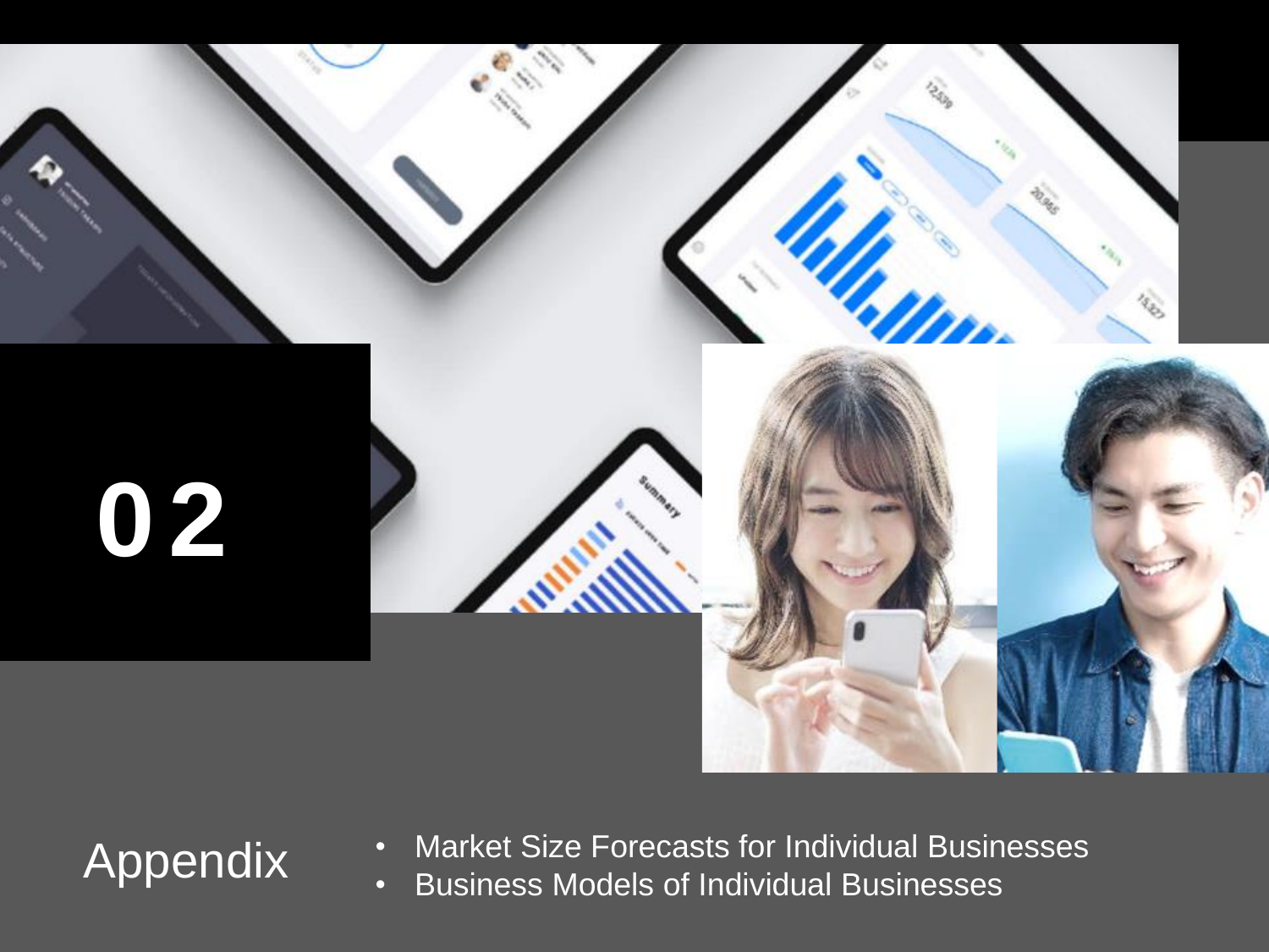# 02

## Appendix

- Market Size Forecasts for Individual Businesses
- Business Models of Individual Businesses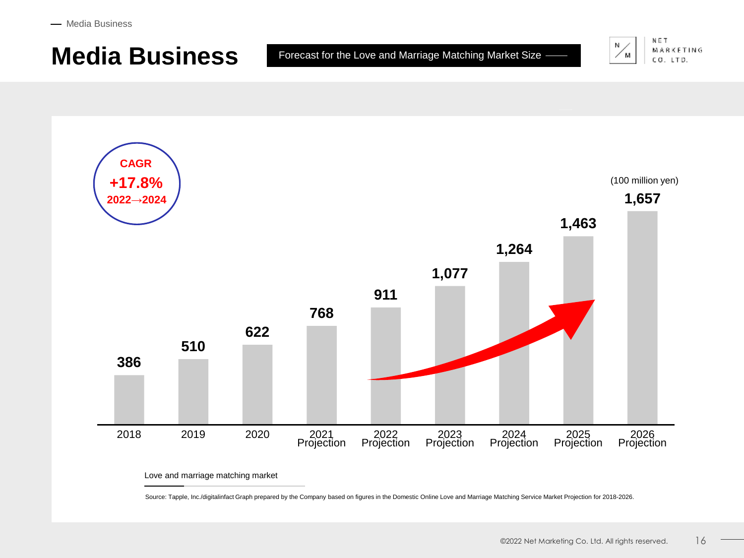# Media Business

Forecast for the Love and Marriage Matching Market Size

**CAGR**
**+17.8%**
**2022→2024**

(100 million yen)

| Year | Love and marriage matching market |
|---|---|
| 2018 | 386 |
| 2019 | 510 |
| 2020 | 622 |
| 2021 Projection | 768 |
| 2022 Projection | 911 |
| 2023 Projection | 1,077 |
| 2024 Projection | 1,264 |
| 2025 Projection | 1,463 |
| 2026 Projection | 1,657 |

Love and marriage matching market

Source: Tapple, Inc./digitalinfact Graph prepared by the Company based on figures in the Domestic Online Love and Marriage Matching Service Market Projection for 2018-2026.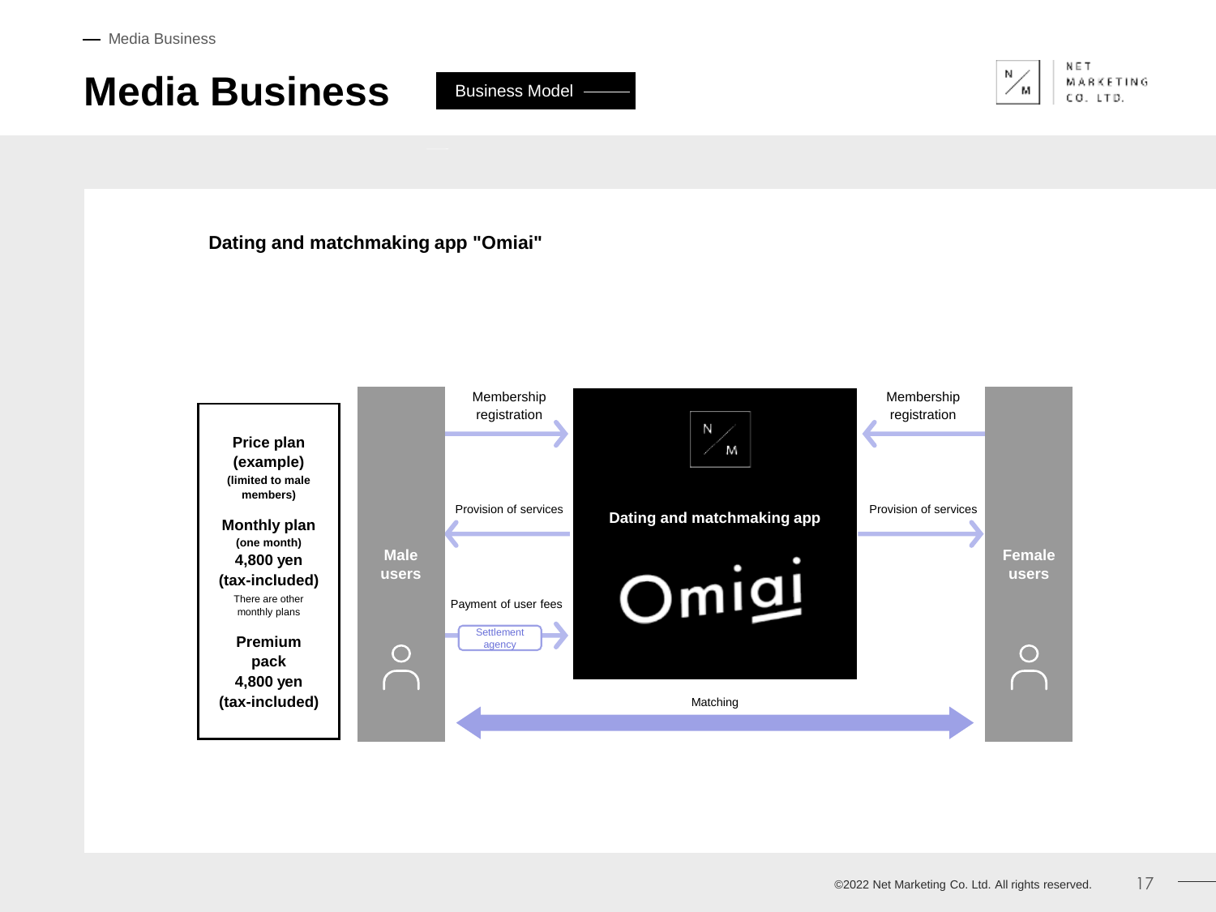# Media Business

**Business Model**

## Dating and matchmaking app "Omiai"

**Price plan (example)**
**(limited to male members)**

**Monthly plan**
**(one month)**
**4,800 yen**
**(tax-included)**
There are other monthly plans

**Premium pack**
**4,800 yen**
**(tax-included)**

**Male users**

Membership registration →

← Provision of services

Payment of user fees → (Settlement agency)

**Dating and matchmaking app**

Omiai

← Membership registration

Provision of services →

**Female users**

↔ Matching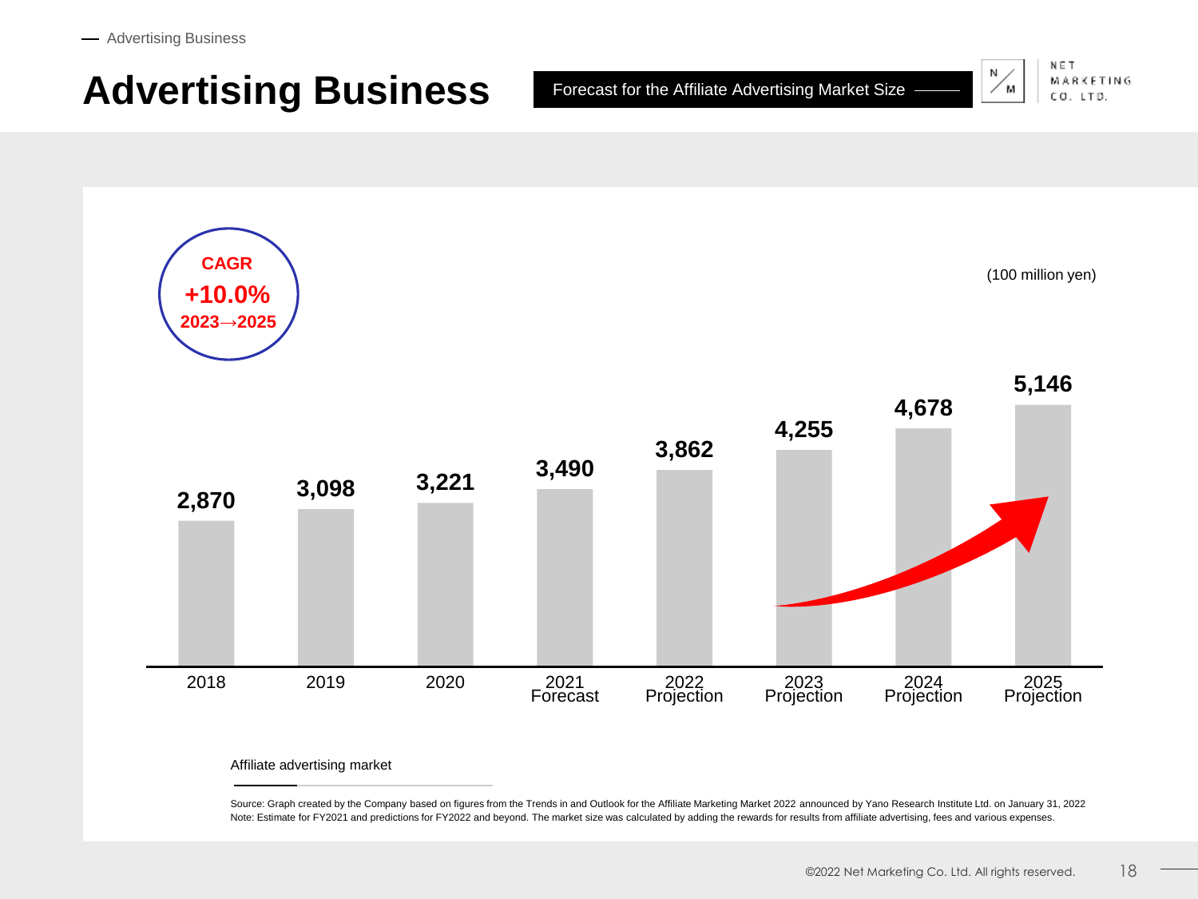# Advertising Business

**Forecast for the Affiliate Advertising Market Size**

**CAGR +10.0% 2023→2025**

(100 million yen)

| Year | Affiliate advertising market |
|---|---|
| 2018 | 2,870 |
| 2019 | 3,098 |
| 2020 | 3,221 |
| 2021 Forecast | 3,490 |
| 2022 Projection | 3,862 |
| 2023 Projection | 4,255 |
| 2024 Projection | 4,678 |
| 2025 Projection | 5,146 |

Source: Graph created by the Company based on figures from the Trends in and Outlook for the Affiliate Marketing Market 2022 announced by Yano Research Institute Ltd. on January 31, 2022
Note: Estimate for FY2021 and predictions for FY2022 and beyond. The market size was calculated by adding the rewards for results from affiliate advertising, fees and various expenses.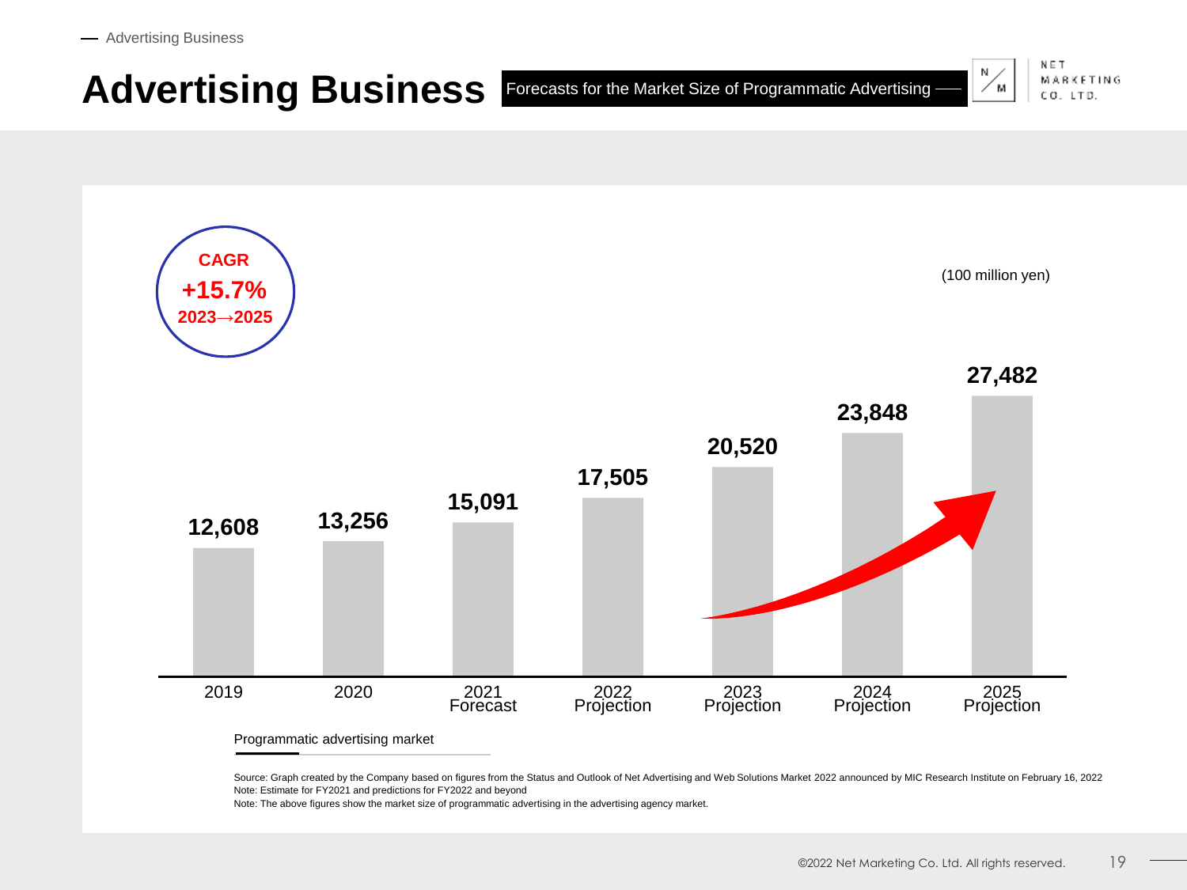# Advertising Business

**Forecasts for the Market Size of Programmatic Advertising**

**CAGR +15.7% 2023→2025**

(100 million yen)

| | 2019 | 2020 | 2021 Forecast | 2022 Projection | 2023 Projection | 2024 Projection | 2025 Projection |
|---|---|---|---|---|---|---|---|
| Programmatic advertising market | 12,608 | 13,256 | 15,091 | 17,505 | 20,520 | 23,848 | 27,482 |

Source: Graph created by the Company based on figures from the Status and Outlook of Net Advertising and Web Solutions Market 2022 announced by MIC Research Institute on February 16, 2022
Note: Estimate for FY2021 and predictions for FY2022 and beyond
Note: The above figures show the market size of programmatic advertising in the advertising agency market.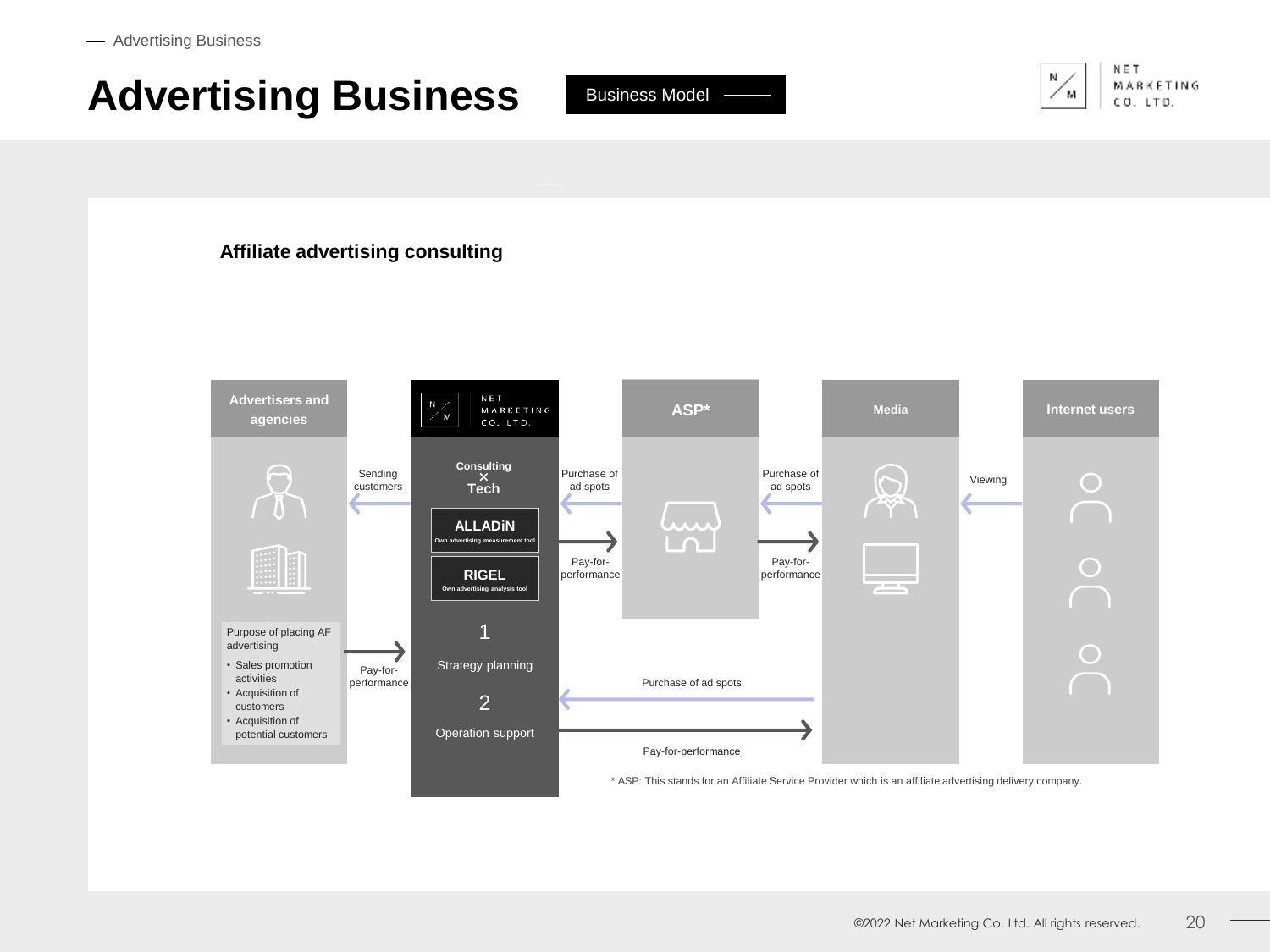# Advertising Business

**Business Model**

## Affiliate advertising consulting

**Advertisers and agencies**

Purpose of placing AF advertising
- Sales promotion activities
- Acquisition of customers
- Acquisition of potential customers

Sending customers

Pay-for-performance

**NET MARKETING CO. LTD.**

**Consulting × Tech**

**ALLADiN** Own advertising measurement tool

**RIGEL** Own advertising analysis tool

1 Strategy planning

2 Operation support

Purchase of ad spots

Pay-for-performance

**ASP***

Purchase of ad spots

Pay-for-performance

**Media**

Viewing

**Internet users**

Purchase of ad spots

Pay-for-performance

* ASP: This stands for an Affiliate Service Provider which is an affiliate advertising delivery company.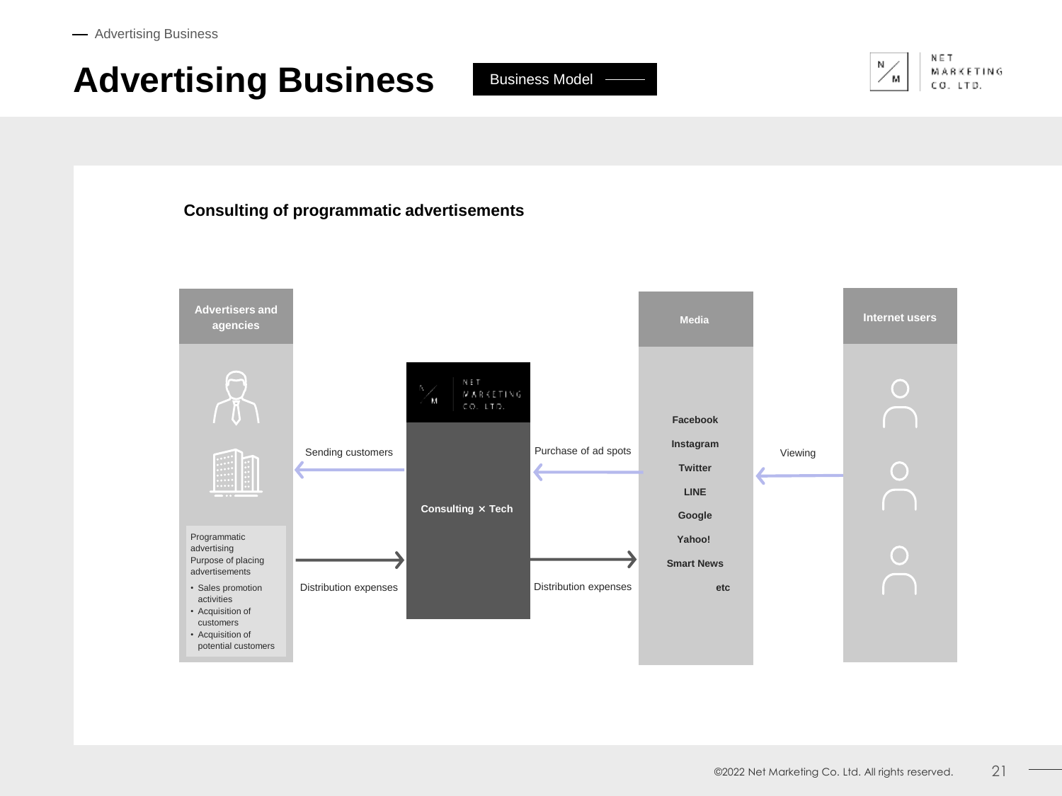# Advertising Business

Business Model

## Consulting of programmatic advertisements

**Advertisers and agencies**

Programmatic advertising
Purpose of placing advertisements

- Sales promotion activities
- Acquisition of customers
- Acquisition of potential customers

Sending customers

Distribution expenses

NET MARKETING CO. LTD.

**Consulting × Tech**

Purchase of ad spots

Distribution expenses

**Media**

**Facebook**
**Instagram**
**Twitter**
**LINE**
**Google**
**Yahoo!**
**Smart News**
**etc**

Viewing

**Internet users**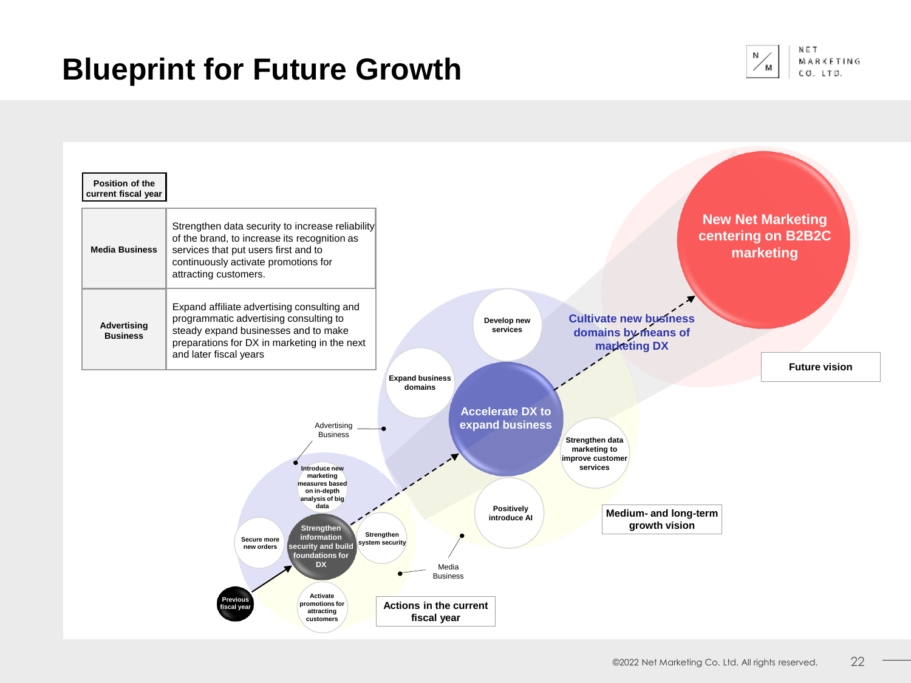# Blueprint for Future Growth

**Position of the current fiscal year**

| | |
|---|---|
| **Media Business** | Strengthen data security to increase reliability of the brand, to increase its recognition as services that put users first and to continuously activate promotions for attracting customers. |
| **Advertising Business** | Expand affiliate advertising consulting and programmatic advertising consulting to steady expand businesses and to make preparations for DX in marketing in the next and later fiscal years |

Previous fiscal year

**Actions in the current fiscal year**

- Strengthen information security and build foundations for DX
- Secure more new orders
- Introduce new marketing measures based on in-depth analysis of big data
- Strengthen system security
- Activate promotions for attracting customers

Advertising Business

Media Business

**Medium- and long-term growth vision**

- Accelerate DX to expand business
- Develop new services
- Expand business domains
- Strengthen data marketing to improve customer services
- Positively introduce AI

Cultivate new business domains by means of marketing DX

**Future vision**

New Net Marketing centering on B2B2C marketing

©2022 Net Marketing Co. Ltd. All rights reserved.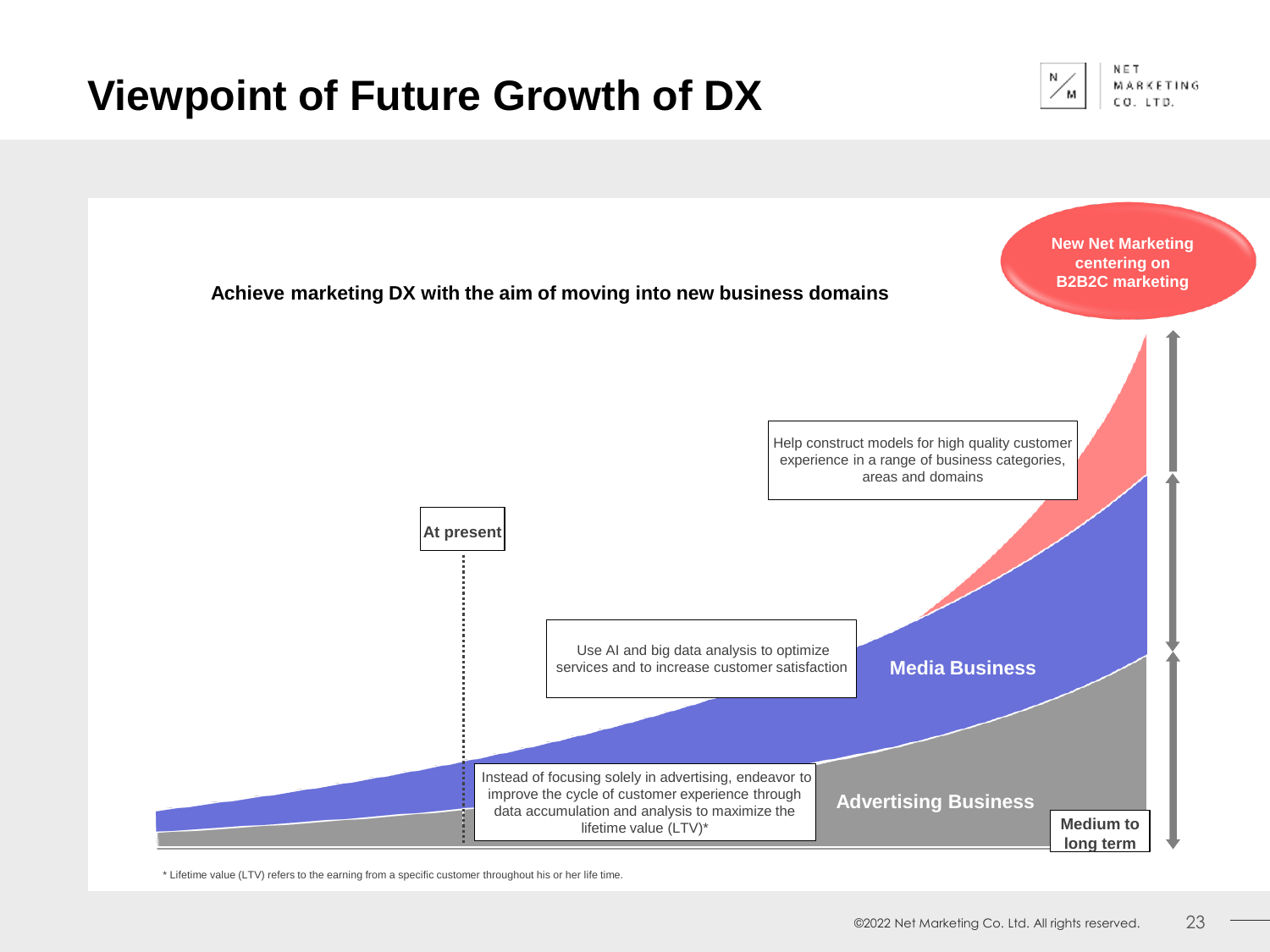# Viewpoint of Future Growth of DX

**Achieve marketing DX with the aim of moving into new business domains**

**New Net Marketing centering on B2B2C marketing**

Help construct models for high quality customer experience in a range of business categories, areas and domains

**At present**

Use AI and big data analysis to optimize services and to increase customer satisfaction

**Media Business**

Instead of focusing solely in advertising, endeavor to improve the cycle of customer experience through data accumulation and analysis to maximize the lifetime value (LTV)*

**Advertising Business**

**Medium to long term**

\* Lifetime value (LTV) refers to the earning from a specific customer throughout his or her life time.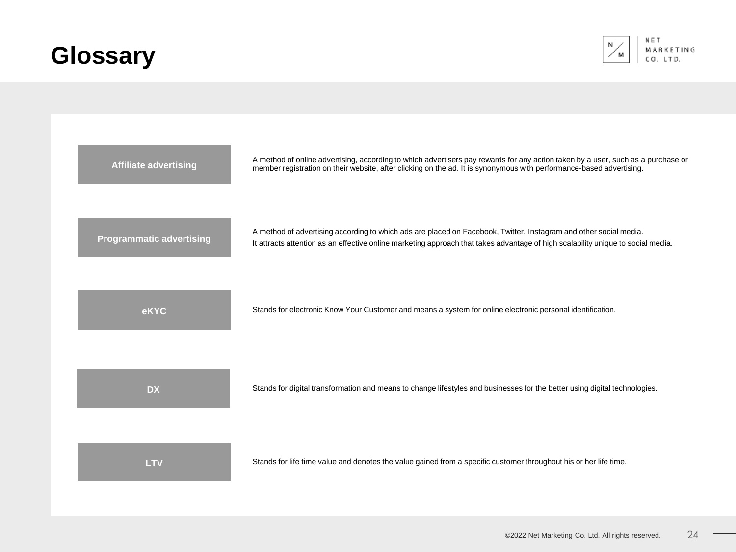# Glossary

| Term | Definition |
| --- | --- |
| **Affiliate advertising** | A method of online advertising, according to which advertisers pay rewards for any action taken by a user, such as a purchase or member registration on their website, after clicking on the ad. It is synonymous with performance-based advertising. |
| **Programmatic advertising** | A method of advertising according to which ads are placed on Facebook, Twitter, Instagram and other social media.<br>It attracts attention as an effective online marketing approach that takes advantage of high scalability unique to social media. |
| **eKYC** | Stands for electronic Know Your Customer and means a system for online electronic personal identification. |
| **DX** | Stands for digital transformation and means to change lifestyles and businesses for the better using digital technologies. |
| **LTV** | Stands for life time value and denotes the value gained from a specific customer throughout his or her life time. |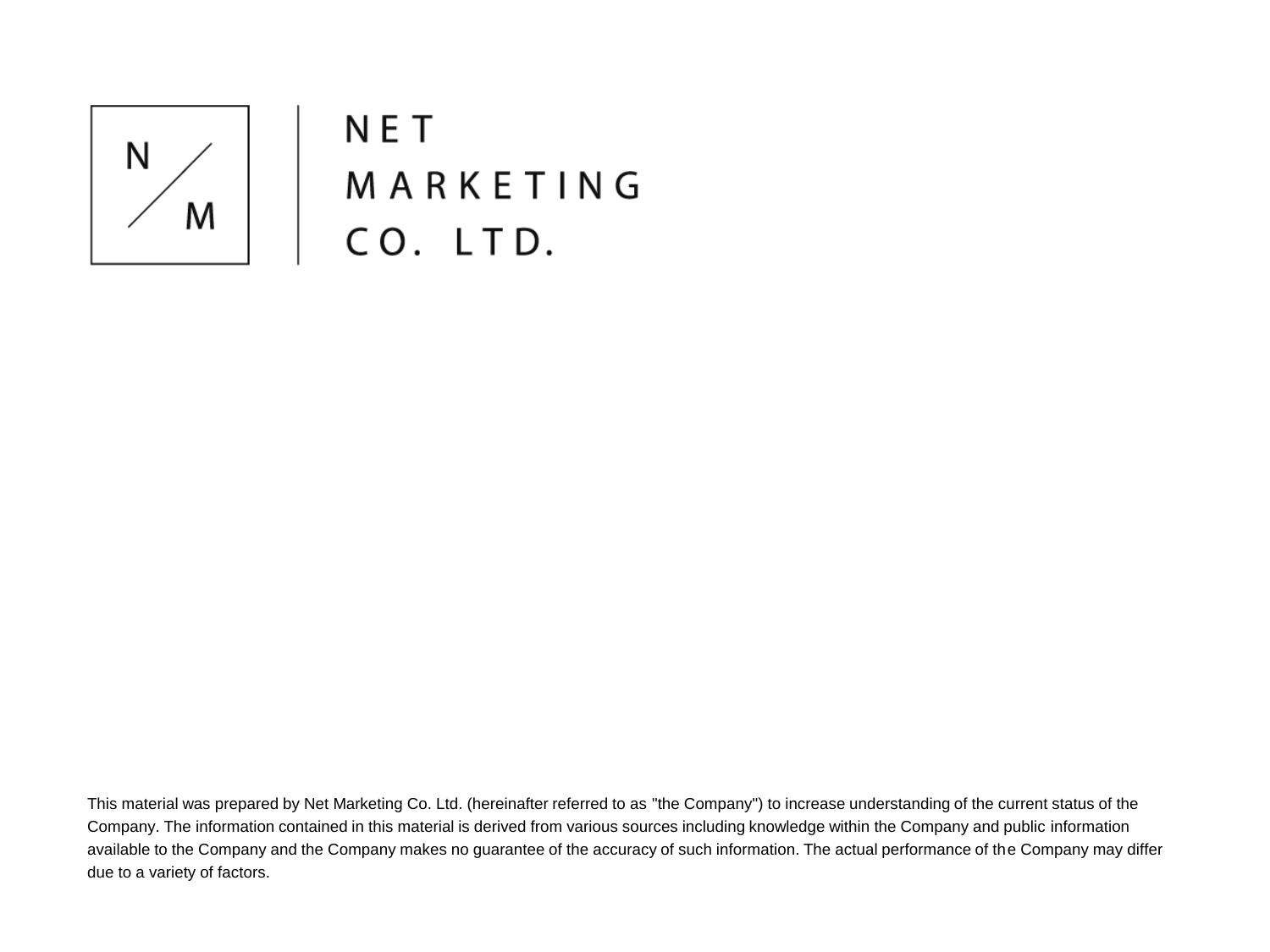N / M

NET MARKETING CO. LTD.

This material was prepared by Net Marketing Co. Ltd. (hereinafter referred to as "the Company") to increase understanding of the current status of the Company. The information contained in this material is derived from various sources including knowledge within the Company and public information available to the Company and the Company makes no guarantee of the accuracy of such information. The actual performance of the Company may differ due to a variety of factors.